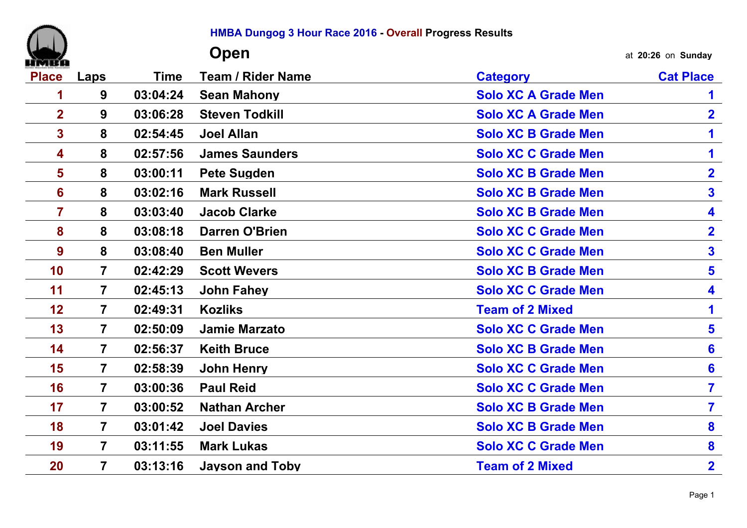# HMBA Dungog 3 Hour Race 2016 - Overall Progress Results

## Open

at **20:26** on **Sunday**

| Place | Laps | Time | Team / Rider Name | Category | Cat Place |
|---|---|---|---|---|---|
| 1 | 9 | 03:04:24 | Sean Mahony | Solo XC A Grade Men | 1 |
| 2 | 9 | 03:06:28 | Steven Todkill | Solo XC A Grade Men | 2 |
| 3 | 8 | 02:54:45 | Joel Allan | Solo XC B Grade Men | 1 |
| 4 | 8 | 02:57:56 | James Saunders | Solo XC C Grade Men | 1 |
| 5 | 8 | 03:00:11 | Pete Sugden | Solo XC B Grade Men | 2 |
| 6 | 8 | 03:02:16 | Mark Russell | Solo XC B Grade Men | 3 |
| 7 | 8 | 03:03:40 | Jacob Clarke | Solo XC B Grade Men | 4 |
| 8 | 8 | 03:08:18 | Darren O'Brien | Solo XC C Grade Men | 2 |
| 9 | 8 | 03:08:40 | Ben Muller | Solo XC C Grade Men | 3 |
| 10 | 7 | 02:42:29 | Scott Wevers | Solo XC B Grade Men | 5 |
| 11 | 7 | 02:45:13 | John Fahey | Solo XC C Grade Men | 4 |
| 12 | 7 | 02:49:31 | Kozliks | Team of 2 Mixed | 1 |
| 13 | 7 | 02:50:09 | Jamie Marzato | Solo XC C Grade Men | 5 |
| 14 | 7 | 02:56:37 | Keith Bruce | Solo XC B Grade Men | 6 |
| 15 | 7 | 02:58:39 | John Henry | Solo XC C Grade Men | 6 |
| 16 | 7 | 03:00:36 | Paul Reid | Solo XC C Grade Men | 7 |
| 17 | 7 | 03:00:52 | Nathan Archer | Solo XC B Grade Men | 7 |
| 18 | 7 | 03:01:42 | Joel Davies | Solo XC B Grade Men | 8 |
| 19 | 7 | 03:11:55 | Mark Lukas | Solo XC C Grade Men | 8 |
| 20 | 7 | 03:13:16 | Jayson and Toby | Team of 2 Mixed | 2 |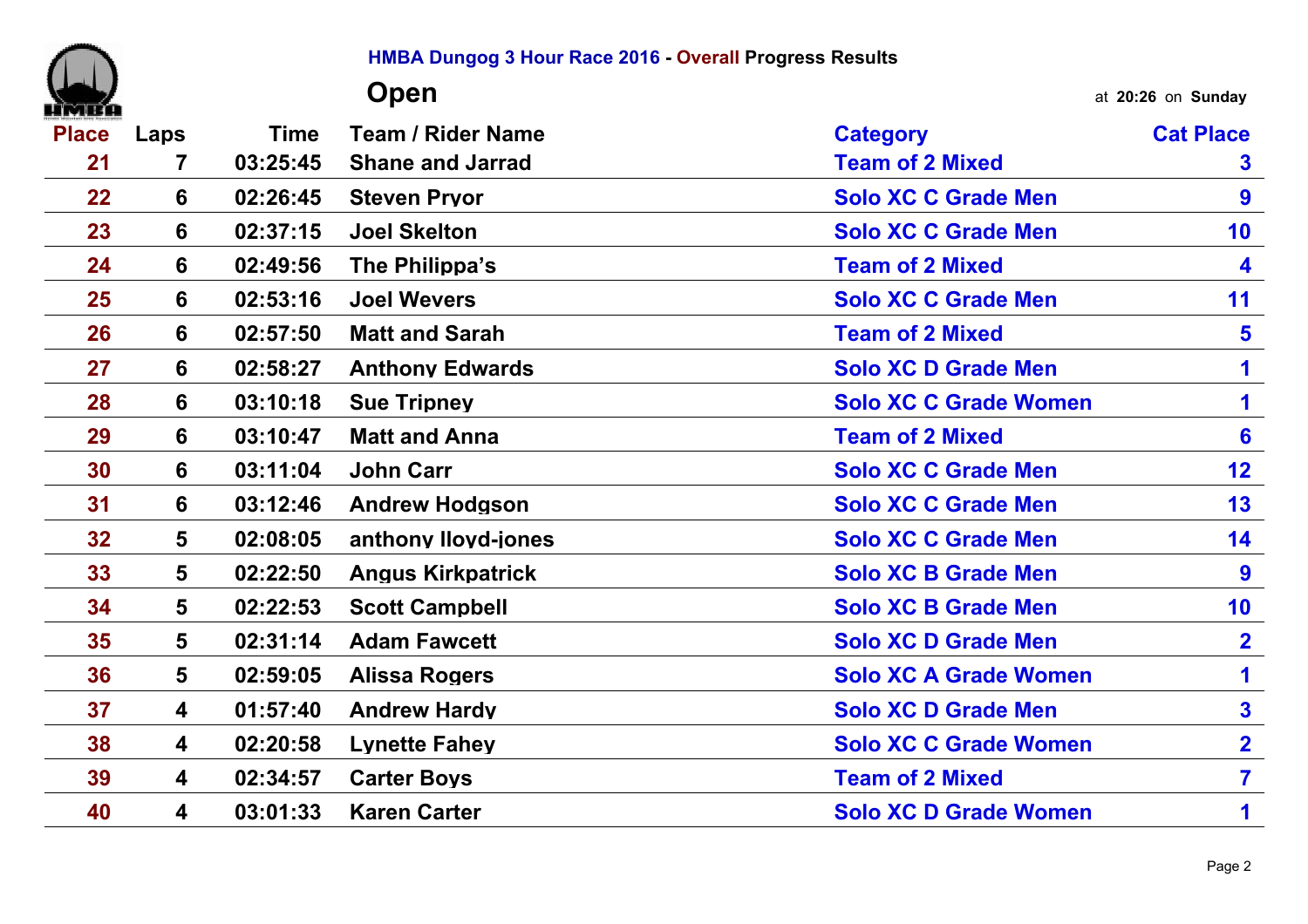## HMBA Dungog 3 Hour Race 2016 - Overall Progress Results

# Open

at **20:26** on **Sunday**

| Place | Laps | Time | Team / Rider Name | Category | Cat Place |
|---|---|---|---|---|---|
| 21 | 7 | 03:25:45 | Shane and Jarrad | Team of 2 Mixed | 3 |
| 22 | 6 | 02:26:45 | Steven Pryor | Solo XC C Grade Men | 9 |
| 23 | 6 | 02:37:15 | Joel Skelton | Solo XC C Grade Men | 10 |
| 24 | 6 | 02:49:56 | The Philippa's | Team of 2 Mixed | 4 |
| 25 | 6 | 02:53:16 | Joel Wevers | Solo XC C Grade Men | 11 |
| 26 | 6 | 02:57:50 | Matt and Sarah | Team of 2 Mixed | 5 |
| 27 | 6 | 02:58:27 | Anthony Edwards | Solo XC D Grade Men | 1 |
| 28 | 6 | 03:10:18 | Sue Tripney | Solo XC C Grade Women | 1 |
| 29 | 6 | 03:10:47 | Matt and Anna | Team of 2 Mixed | 6 |
| 30 | 6 | 03:11:04 | John Carr | Solo XC C Grade Men | 12 |
| 31 | 6 | 03:12:46 | Andrew Hodgson | Solo XC C Grade Men | 13 |
| 32 | 5 | 02:08:05 | anthony lloyd-jones | Solo XC C Grade Men | 14 |
| 33 | 5 | 02:22:50 | Angus Kirkpatrick | Solo XC B Grade Men | 9 |
| 34 | 5 | 02:22:53 | Scott Campbell | Solo XC B Grade Men | 10 |
| 35 | 5 | 02:31:14 | Adam Fawcett | Solo XC D Grade Men | 2 |
| 36 | 5 | 02:59:05 | Alissa Rogers | Solo XC A Grade Women | 1 |
| 37 | 4 | 01:57:40 | Andrew Hardy | Solo XC D Grade Men | 3 |
| 38 | 4 | 02:20:58 | Lynette Fahey | Solo XC C Grade Women | 2 |
| 39 | 4 | 02:34:57 | Carter Boys | Team of 2 Mixed | 7 |
| 40 | 4 | 03:01:33 | Karen Carter | Solo XC D Grade Women | 1 |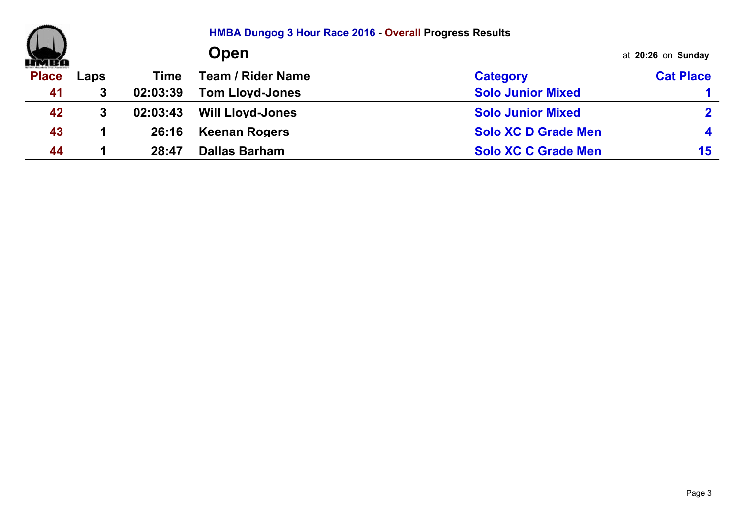HMBA Dungog 3 Hour Race 2016 - Overall Progress Results

## Open

at **20:26** on **Sunday**

| Place | Laps | Time | Team / Rider Name | Category | Cat Place |
|---|---|---|---|---|---|
| 41 | 3 | 02:03:39 | Tom Lloyd-Jones | Solo Junior Mixed | 1 |
| 42 | 3 | 02:03:43 | Will Lloyd-Jones | Solo Junior Mixed | 2 |
| 43 | 1 | 26:16 | Keenan Rogers | Solo XC D Grade Men | 4 |
| 44 | 1 | 28:47 | Dallas Barham | Solo XC C Grade Men | 15 |